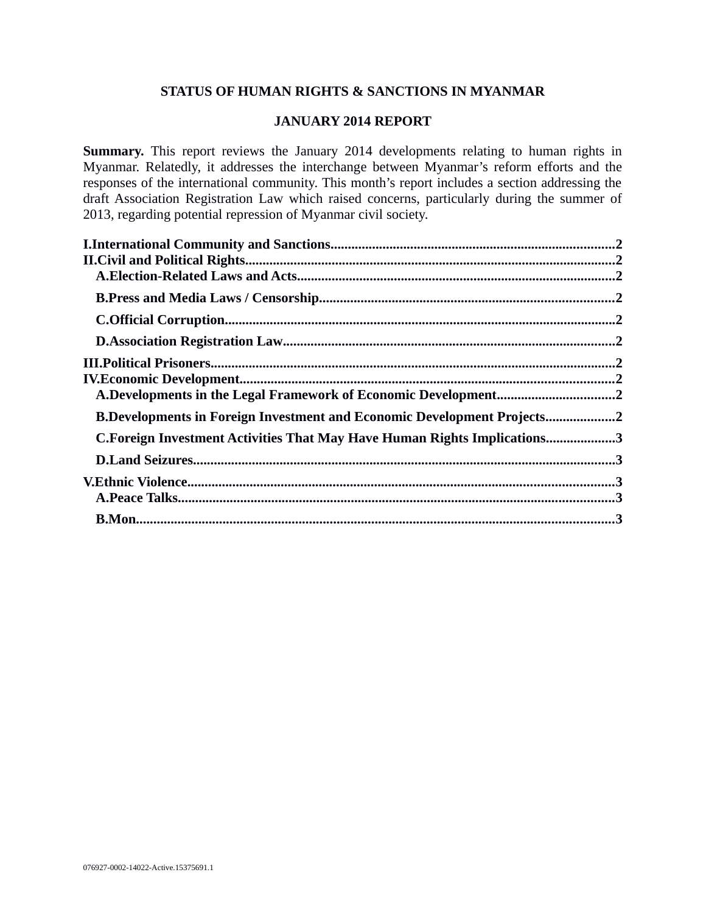**STATUS OF HUMAN RIGHTS & SANCTIONS IN MYANMAR**

**JANUARY 2014 REPORT**

**Summary.** This report reviews the January 2014 developments relating to human rights in Myanmar. Relatedly, it addresses the interchange between Myanmar's reform efforts and the responses of the international community. This month's report includes a section addressing the draft Association Registration Law which raised concerns, particularly during the summer of 2013, regarding potential repression of Myanmar civil society.

**I.International Community and Sanctions....................................................................................2**
**II.Civil and Political Rights...........................................................................................................2**
  **A.Election-Related Laws and Acts...........................................................................................2**
  **B.Press and Media Laws / Censorship....................................................................................2**
  **C.Official Corruption.................................................................................................................2**
  **D.Association Registration Law...............................................................................................2**
**III.Political Prisoners.....................................................................................................................2**
**IV.Economic Development............................................................................................................2**
  **A.Developments in the Legal Framework of Economic Development.................................2**
  **B.Developments in Foreign Investment and Economic Development Projects....................2**
  **C.Foreign Investment Activities That May Have Human Rights Implications....................3**
  **D.Land Seizures.........................................................................................................................3**
**V.Ethnic Violence...........................................................................................................................3**
  **A.Peace Talks.............................................................................................................................3**
  **B.Mon.........................................................................................................................................3**

076927-0002-14022-Active.15375691.1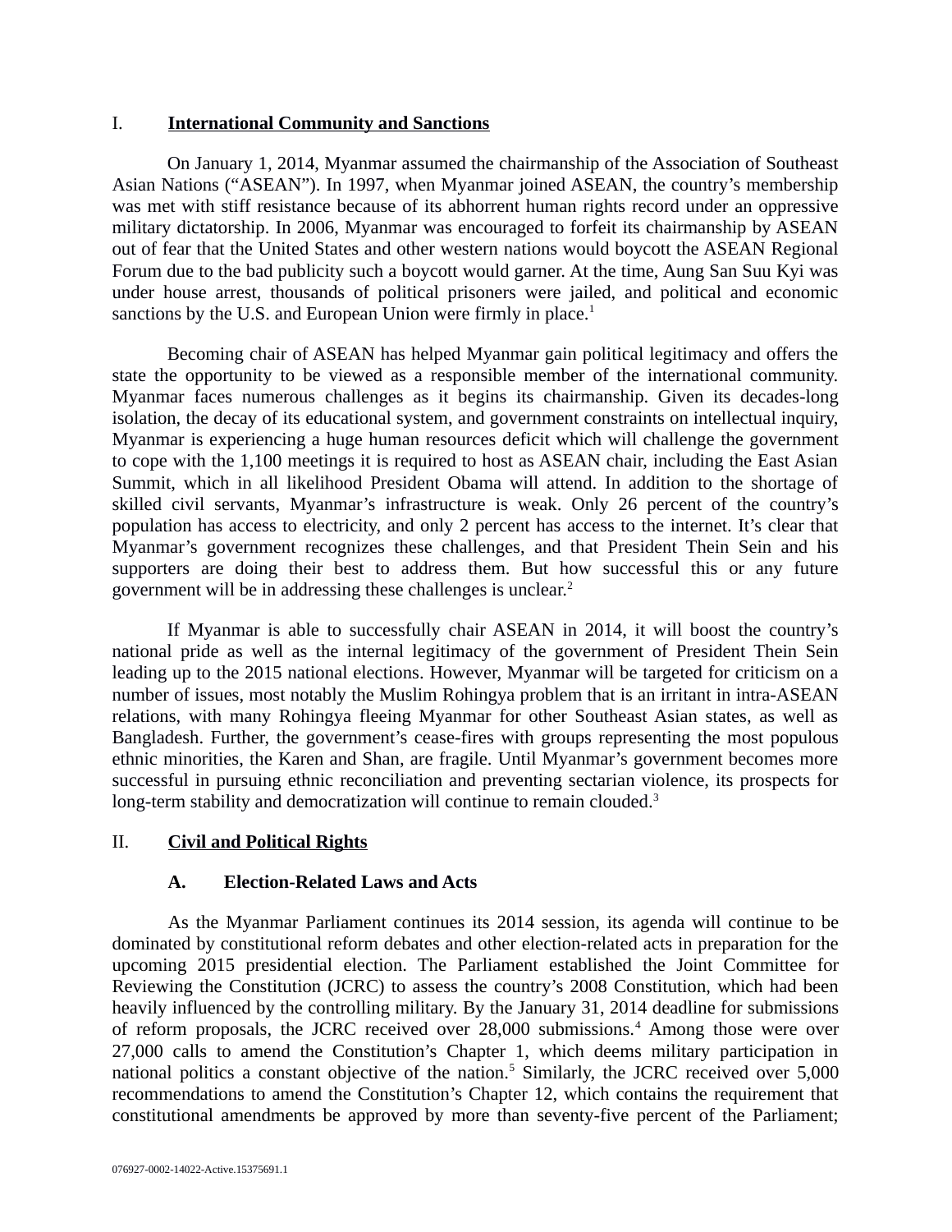## I. International Community and Sanctions

On January 1, 2014, Myanmar assumed the chairmanship of the Association of Southeast Asian Nations ("ASEAN"). In 1997, when Myanmar joined ASEAN, the country's membership was met with stiff resistance because of its abhorrent human rights record under an oppressive military dictatorship. In 2006, Myanmar was encouraged to forfeit its chairmanship by ASEAN out of fear that the United States and other western nations would boycott the ASEAN Regional Forum due to the bad publicity such a boycott would garner. At the time, Aung San Suu Kyi was under house arrest, thousands of political prisoners were jailed, and political and economic sanctions by the U.S. and European Union were firmly in place.[1]

Becoming chair of ASEAN has helped Myanmar gain political legitimacy and offers the state the opportunity to be viewed as a responsible member of the international community. Myanmar faces numerous challenges as it begins its chairmanship. Given its decades-long isolation, the decay of its educational system, and government constraints on intellectual inquiry, Myanmar is experiencing a huge human resources deficit which will challenge the government to cope with the 1,100 meetings it is required to host as ASEAN chair, including the East Asian Summit, which in all likelihood President Obama will attend. In addition to the shortage of skilled civil servants, Myanmar's infrastructure is weak. Only 26 percent of the country's population has access to electricity, and only 2 percent has access to the internet. It's clear that Myanmar's government recognizes these challenges, and that President Thein Sein and his supporters are doing their best to address them. But how successful this or any future government will be in addressing these challenges is unclear.[2]

If Myanmar is able to successfully chair ASEAN in 2014, it will boost the country's national pride as well as the internal legitimacy of the government of President Thein Sein leading up to the 2015 national elections. However, Myanmar will be targeted for criticism on a number of issues, most notably the Muslim Rohingya problem that is an irritant in intra-ASEAN relations, with many Rohingya fleeing Myanmar for other Southeast Asian states, as well as Bangladesh. Further, the government's cease-fires with groups representing the most populous ethnic minorities, the Karen and Shan, are fragile. Until Myanmar's government becomes more successful in pursuing ethnic reconciliation and preventing sectarian violence, its prospects for long-term stability and democratization will continue to remain clouded.[3]

## II. Civil and Political Rights

### A. Election-Related Laws and Acts

As the Myanmar Parliament continues its 2014 session, its agenda will continue to be dominated by constitutional reform debates and other election-related acts in preparation for the upcoming 2015 presidential election. The Parliament established the Joint Committee for Reviewing the Constitution (JCRC) to assess the country's 2008 Constitution, which had been heavily influenced by the controlling military. By the January 31, 2014 deadline for submissions of reform proposals, the JCRC received over 28,000 submissions.[4] Among those were over 27,000 calls to amend the Constitution's Chapter 1, which deems military participation in national politics a constant objective of the nation.[5] Similarly, the JCRC received over 5,000 recommendations to amend the Constitution's Chapter 12, which contains the requirement that constitutional amendments be approved by more than seventy-five percent of the Parliament;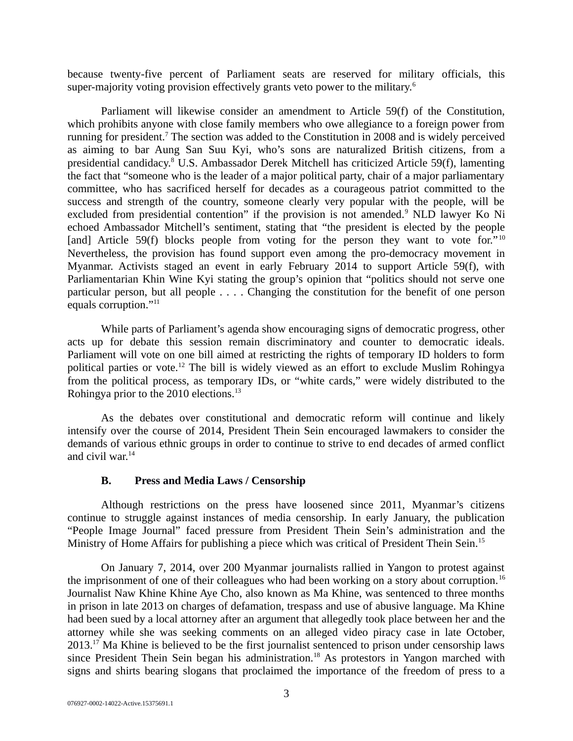because twenty-five percent of Parliament seats are reserved for military officials, this super-majority voting provision effectively grants veto power to the military.[6]

Parliament will likewise consider an amendment to Article 59(f) of the Constitution, which prohibits anyone with close family members who owe allegiance to a foreign power from running for president.[7] The section was added to the Constitution in 2008 and is widely perceived as aiming to bar Aung San Suu Kyi, who's sons are naturalized British citizens, from a presidential candidacy.[8] U.S. Ambassador Derek Mitchell has criticized Article 59(f), lamenting the fact that "someone who is the leader of a major political party, chair of a major parliamentary committee, who has sacrificed herself for decades as a courageous patriot committed to the success and strength of the country, someone clearly very popular with the people, will be excluded from presidential contention" if the provision is not amended.[9] NLD lawyer Ko Ni echoed Ambassador Mitchell's sentiment, stating that "the president is elected by the people [and] Article 59(f) blocks people from voting for the person they want to vote for."[10] Nevertheless, the provision has found support even among the pro-democracy movement in Myanmar. Activists staged an event in early February 2014 to support Article 59(f), with Parliamentarian Khin Wine Kyi stating the group's opinion that "politics should not serve one particular person, but all people . . . . Changing the constitution for the benefit of one person equals corruption."[11]

While parts of Parliament's agenda show encouraging signs of democratic progress, other acts up for debate this session remain discriminatory and counter to democratic ideals. Parliament will vote on one bill aimed at restricting the rights of temporary ID holders to form political parties or vote.[12] The bill is widely viewed as an effort to exclude Muslim Rohingya from the political process, as temporary IDs, or "white cards," were widely distributed to the Rohingya prior to the 2010 elections.[13]

As the debates over constitutional and democratic reform will continue and likely intensify over the course of 2014, President Thein Sein encouraged lawmakers to consider the demands of various ethnic groups in order to continue to strive to end decades of armed conflict and civil war.[14]

### B. Press and Media Laws / Censorship

Although restrictions on the press have loosened since 2011, Myanmar's citizens continue to struggle against instances of media censorship. In early January, the publication "People Image Journal" faced pressure from President Thein Sein's administration and the Ministry of Home Affairs for publishing a piece which was critical of President Thein Sein.[15]

On January 7, 2014, over 200 Myanmar journalists rallied in Yangon to protest against the imprisonment of one of their colleagues who had been working on a story about corruption.[16] Journalist Naw Khine Khine Aye Cho, also known as Ma Khine, was sentenced to three months in prison in late 2013 on charges of defamation, trespass and use of abusive language. Ma Khine had been sued by a local attorney after an argument that allegedly took place between her and the attorney while she was seeking comments on an alleged video piracy case in late October, 2013.[17] Ma Khine is believed to be the first journalist sentenced to prison under censorship laws since President Thein Sein began his administration.[18] As protestors in Yangon marched with signs and shirts bearing slogans that proclaimed the importance of the freedom of press to a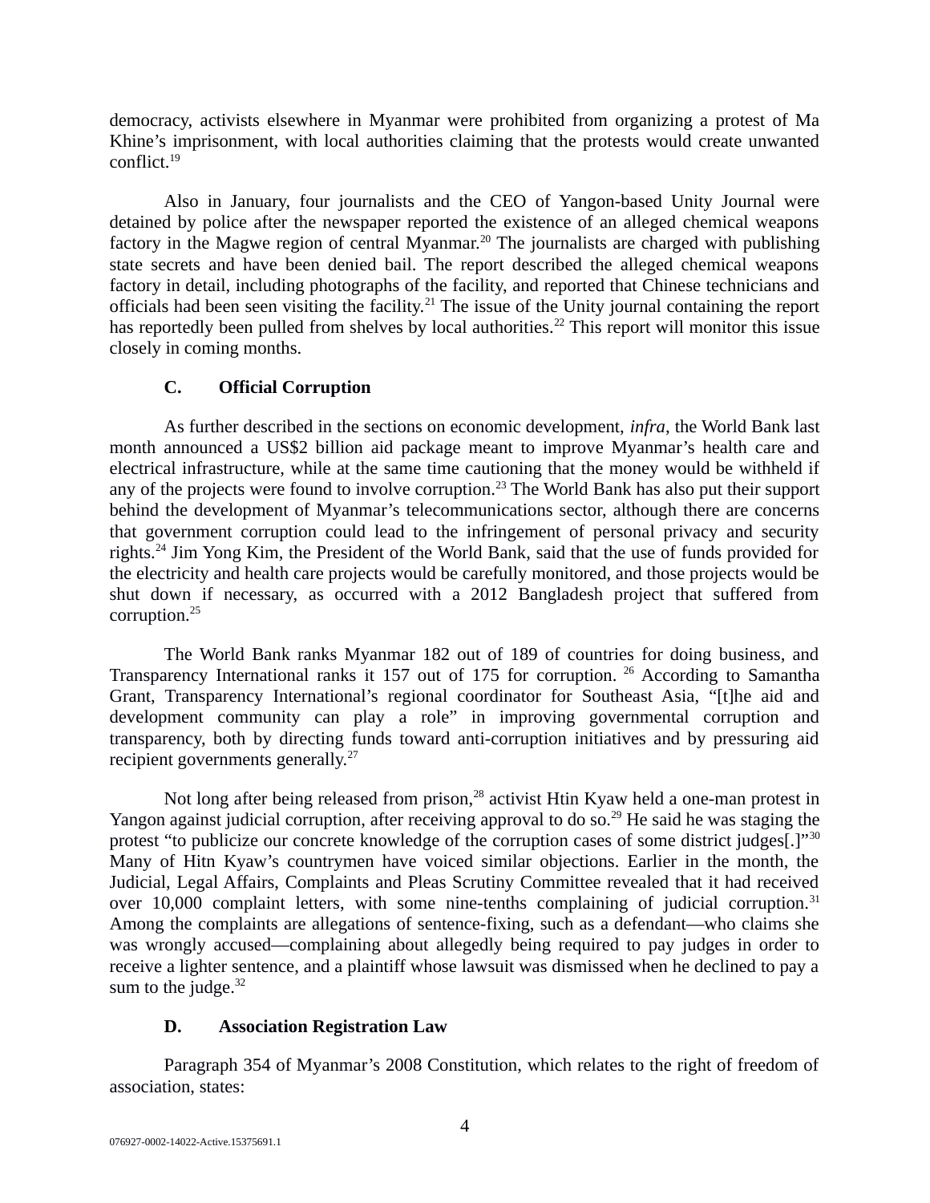democracy, activists elsewhere in Myanmar were prohibited from organizing a protest of Ma Khine's imprisonment, with local authorities claiming that the protests would create unwanted conflict.[19]

Also in January, four journalists and the CEO of Yangon-based Unity Journal were detained by police after the newspaper reported the existence of an alleged chemical weapons factory in the Magwe region of central Myanmar.[20] The journalists are charged with publishing state secrets and have been denied bail. The report described the alleged chemical weapons factory in detail, including photographs of the facility, and reported that Chinese technicians and officials had been seen visiting the facility.[21] The issue of the Unity journal containing the report has reportedly been pulled from shelves by local authorities.[22] This report will monitor this issue closely in coming months.

### C. Official Corruption

As further described in the sections on economic development, *infra*, the World Bank last month announced a US$2 billion aid package meant to improve Myanmar's health care and electrical infrastructure, while at the same time cautioning that the money would be withheld if any of the projects were found to involve corruption.[23] The World Bank has also put their support behind the development of Myanmar's telecommunications sector, although there are concerns that government corruption could lead to the infringement of personal privacy and security rights.[24] Jim Yong Kim, the President of the World Bank, said that the use of funds provided for the electricity and health care projects would be carefully monitored, and those projects would be shut down if necessary, as occurred with a 2012 Bangladesh project that suffered from corruption.[25]

The World Bank ranks Myanmar 182 out of 189 of countries for doing business, and Transparency International ranks it 157 out of 175 for corruption.[26] According to Samantha Grant, Transparency International's regional coordinator for Southeast Asia, "[t]he aid and development community can play a role" in improving governmental corruption and transparency, both by directing funds toward anti-corruption initiatives and by pressuring aid recipient governments generally.[27]

Not long after being released from prison,[28] activist Htin Kyaw held a one-man protest in Yangon against judicial corruption, after receiving approval to do so.[29] He said he was staging the protest "to publicize our concrete knowledge of the corruption cases of some district judges[.]"[30] Many of Hitn Kyaw's countrymen have voiced similar objections. Earlier in the month, the Judicial, Legal Affairs, Complaints and Pleas Scrutiny Committee revealed that it had received over 10,000 complaint letters, with some nine-tenths complaining of judicial corruption.[31] Among the complaints are allegations of sentence-fixing, such as a defendant—who claims she was wrongly accused—complaining about allegedly being required to pay judges in order to receive a lighter sentence, and a plaintiff whose lawsuit was dismissed when he declined to pay a sum to the judge.[32]

### D. Association Registration Law

Paragraph 354 of Myanmar's 2008 Constitution, which relates to the right of freedom of association, states: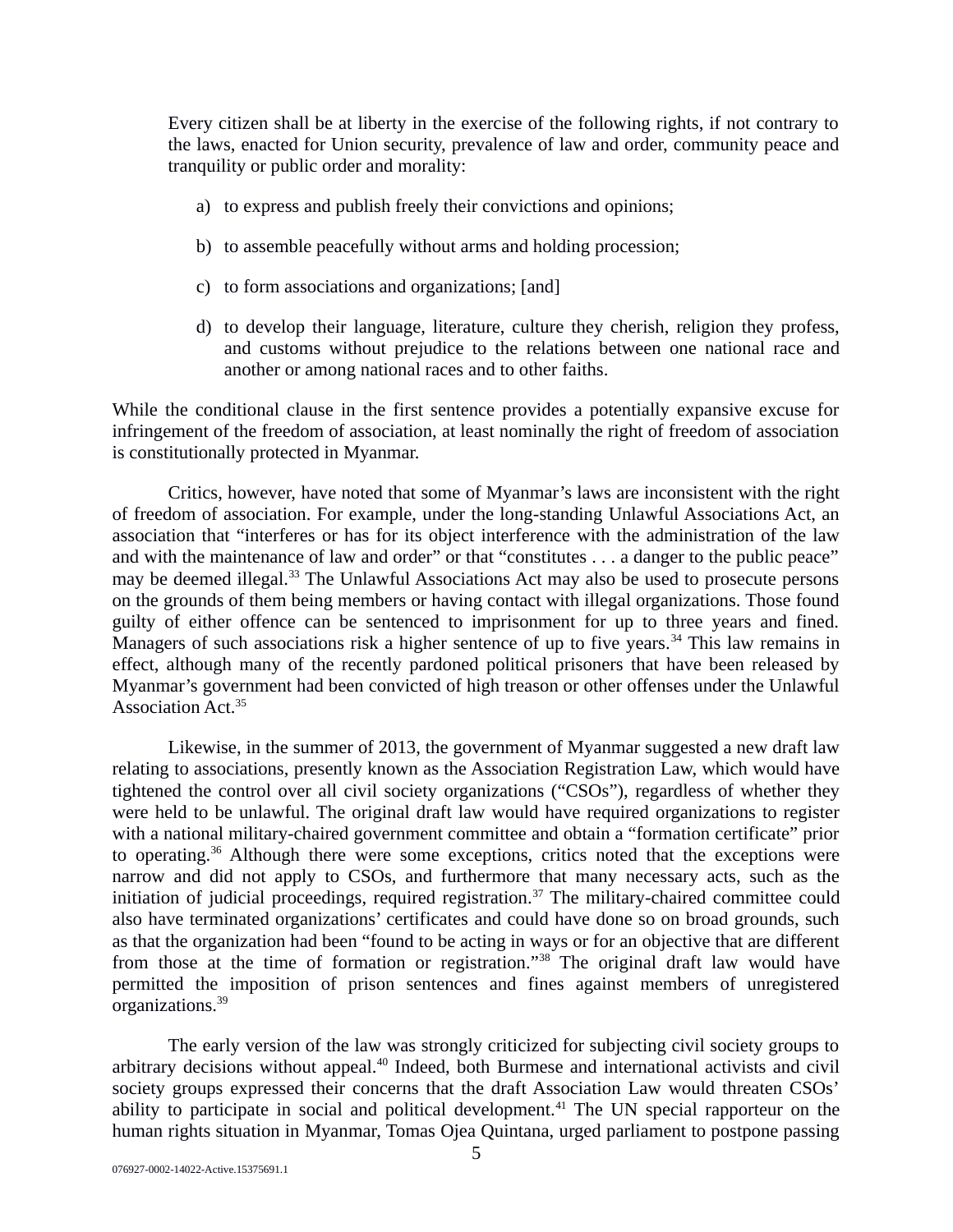Every citizen shall be at liberty in the exercise of the following rights, if not contrary to the laws, enacted for Union security, prevalence of law and order, community peace and tranquility or public order and morality:

a) to express and publish freely their convictions and opinions;

b) to assemble peacefully without arms and holding procession;

c) to form associations and organizations; [and]

d) to develop their language, literature, culture they cherish, religion they profess, and customs without prejudice to the relations between one national race and another or among national races and to other faiths.

While the conditional clause in the first sentence provides a potentially expansive excuse for infringement of the freedom of association, at least nominally the right of freedom of association is constitutionally protected in Myanmar.

Critics, however, have noted that some of Myanmar's laws are inconsistent with the right of freedom of association. For example, under the long-standing Unlawful Associations Act, an association that "interferes or has for its object interference with the administration of the law and with the maintenance of law and order" or that "constitutes . . . a danger to the public peace" may be deemed illegal.[33] The Unlawful Associations Act may also be used to prosecute persons on the grounds of them being members or having contact with illegal organizations. Those found guilty of either offence can be sentenced to imprisonment for up to three years and fined. Managers of such associations risk a higher sentence of up to five years.[34] This law remains in effect, although many of the recently pardoned political prisoners that have been released by Myanmar's government had been convicted of high treason or other offenses under the Unlawful Association Act.[35]

Likewise, in the summer of 2013, the government of Myanmar suggested a new draft law relating to associations, presently known as the Association Registration Law, which would have tightened the control over all civil society organizations ("CSOs"), regardless of whether they were held to be unlawful. The original draft law would have required organizations to register with a national military-chaired government committee and obtain a "formation certificate" prior to operating.[36] Although there were some exceptions, critics noted that the exceptions were narrow and did not apply to CSOs, and furthermore that many necessary acts, such as the initiation of judicial proceedings, required registration.[37] The military-chaired committee could also have terminated organizations' certificates and could have done so on broad grounds, such as that the organization had been "found to be acting in ways or for an objective that are different from those at the time of formation or registration."[38] The original draft law would have permitted the imposition of prison sentences and fines against members of unregistered organizations.[39]

The early version of the law was strongly criticized for subjecting civil society groups to arbitrary decisions without appeal.[40] Indeed, both Burmese and international activists and civil society groups expressed their concerns that the draft Association Law would threaten CSOs' ability to participate in social and political development.[41] The UN special rapporteur on the human rights situation in Myanmar, Tomas Ojea Quintana, urged parliament to postpone passing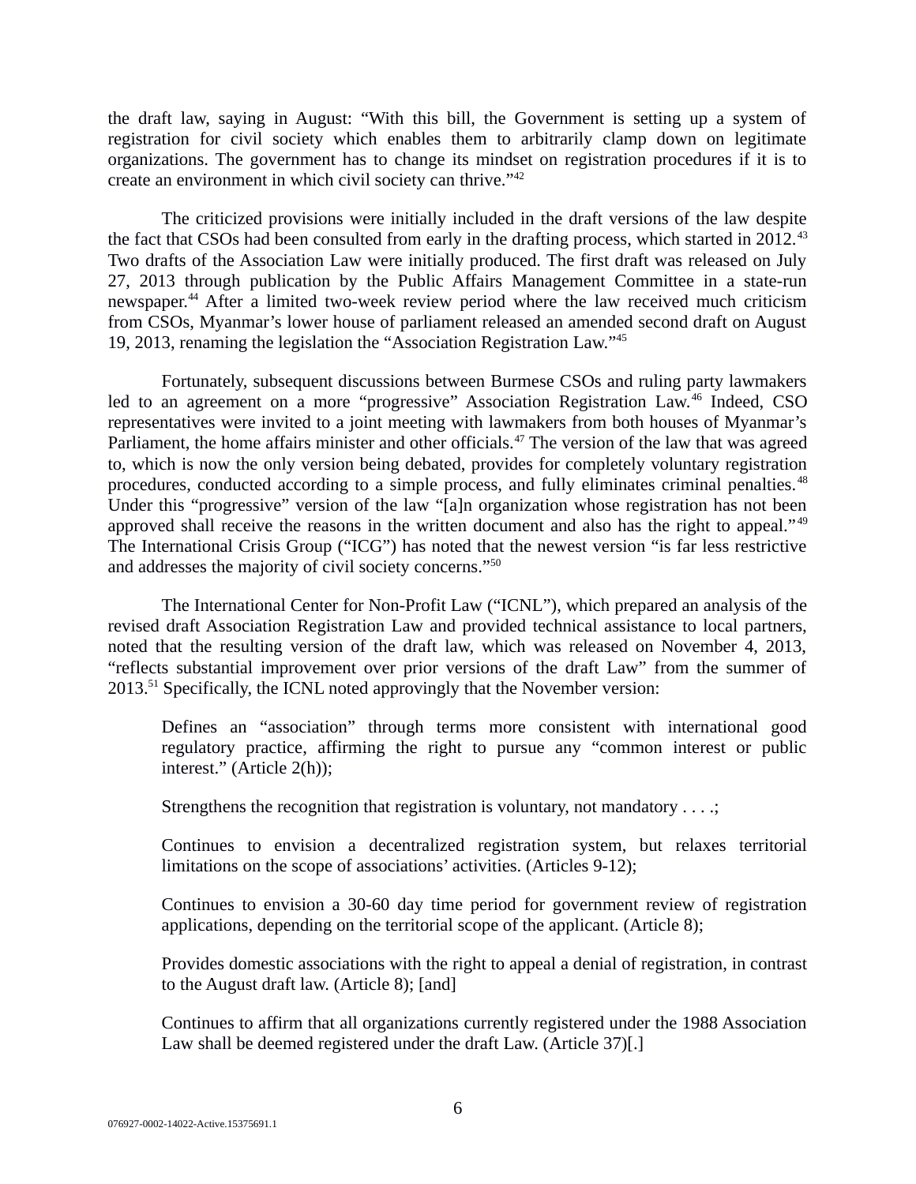the draft law, saying in August: "With this bill, the Government is setting up a system of registration for civil society which enables them to arbitrarily clamp down on legitimate organizations. The government has to change its mindset on registration procedures if it is to create an environment in which civil society can thrive."[42]

The criticized provisions were initially included in the draft versions of the law despite the fact that CSOs had been consulted from early in the drafting process, which started in 2012.[43] Two drafts of the Association Law were initially produced. The first draft was released on July 27, 2013 through publication by the Public Affairs Management Committee in a state-run newspaper.[44] After a limited two-week review period where the law received much criticism from CSOs, Myanmar's lower house of parliament released an amended second draft on August 19, 2013, renaming the legislation the "Association Registration Law."[45]

Fortunately, subsequent discussions between Burmese CSOs and ruling party lawmakers led to an agreement on a more "progressive" Association Registration Law.[46] Indeed, CSO representatives were invited to a joint meeting with lawmakers from both houses of Myanmar's Parliament, the home affairs minister and other officials.[47] The version of the law that was agreed to, which is now the only version being debated, provides for completely voluntary registration procedures, conducted according to a simple process, and fully eliminates criminal penalties.[48] Under this "progressive" version of the law "[a]n organization whose registration has not been approved shall receive the reasons in the written document and also has the right to appeal."[49] The International Crisis Group ("ICG") has noted that the newest version "is far less restrictive and addresses the majority of civil society concerns."[50]

The International Center for Non-Profit Law ("ICNL"), which prepared an analysis of the revised draft Association Registration Law and provided technical assistance to local partners, noted that the resulting version of the draft law, which was released on November 4, 2013, "reflects substantial improvement over prior versions of the draft Law" from the summer of 2013.[51] Specifically, the ICNL noted approvingly that the November version:

> Defines an "association" through terms more consistent with international good regulatory practice, affirming the right to pursue any "common interest or public interest." (Article 2(h));
>
> Strengthens the recognition that registration is voluntary, not mandatory . . . .;
>
> Continues to envision a decentralized registration system, but relaxes territorial limitations on the scope of associations' activities. (Articles 9-12);
>
> Continues to envision a 30-60 day time period for government review of registration applications, depending on the territorial scope of the applicant. (Article 8);
>
> Provides domestic associations with the right to appeal a denial of registration, in contrast to the August draft law. (Article 8); [and]
>
> Continues to affirm that all organizations currently registered under the 1988 Association Law shall be deemed registered under the draft Law. (Article 37)[.]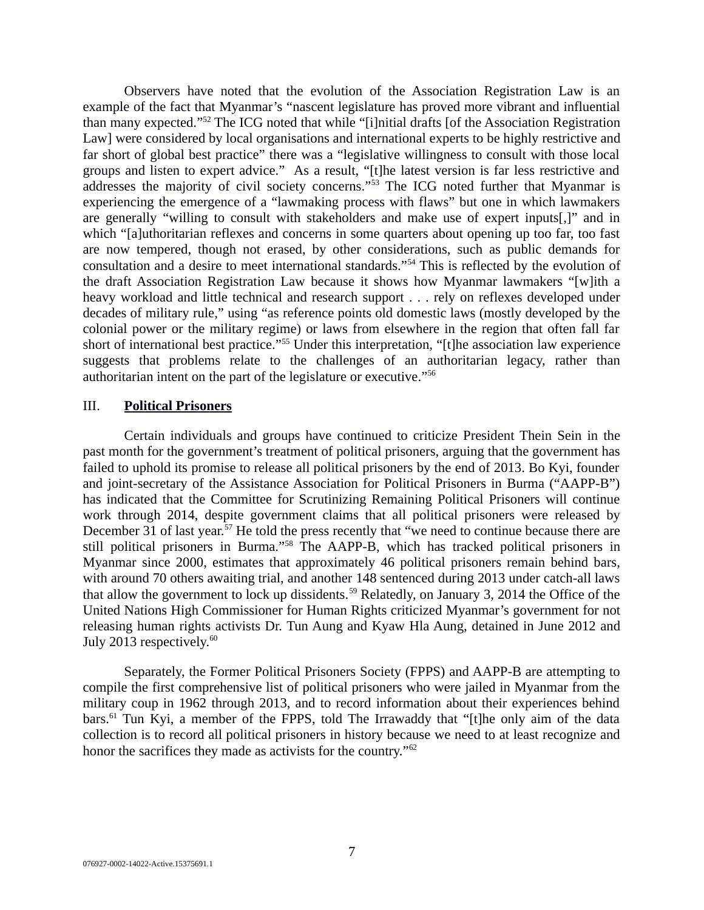Observers have noted that the evolution of the Association Registration Law is an example of the fact that Myanmar's "nascent legislature has proved more vibrant and influential than many expected."[52] The ICG noted that while "[i]nitial drafts [of the Association Registration Law] were considered by local organisations and international experts to be highly restrictive and far short of global best practice" there was a "legislative willingness to consult with those local groups and listen to expert advice." As a result, "[t]he latest version is far less restrictive and addresses the majority of civil society concerns."[53] The ICG noted further that Myanmar is experiencing the emergence of a "lawmaking process with flaws" but one in which lawmakers are generally "willing to consult with stakeholders and make use of expert inputs[,]" and in which "[a]uthoritarian reflexes and concerns in some quarters about opening up too far, too fast are now tempered, though not erased, by other considerations, such as public demands for consultation and a desire to meet international standards."[54] This is reflected by the evolution of the draft Association Registration Law because it shows how Myanmar lawmakers "[w]ith a heavy workload and little technical and research support . . . rely on reflexes developed under decades of military rule," using "as reference points old domestic laws (mostly developed by the colonial power or the military regime) or laws from elsewhere in the region that often fall far short of international best practice."[55] Under this interpretation, "[t]he association law experience suggests that problems relate to the challenges of an authoritarian legacy, rather than authoritarian intent on the part of the legislature or executive."[56]

## III. **Political Prisoners**

Certain individuals and groups have continued to criticize President Thein Sein in the past month for the government's treatment of political prisoners, arguing that the government has failed to uphold its promise to release all political prisoners by the end of 2013. Bo Kyi, founder and joint-secretary of the Assistance Association for Political Prisoners in Burma ("AAPP-B") has indicated that the Committee for Scrutinizing Remaining Political Prisoners will continue work through 2014, despite government claims that all political prisoners were released by December 31 of last year.[57] He told the press recently that "we need to continue because there are still political prisoners in Burma."[58] The AAPP-B, which has tracked political prisoners in Myanmar since 2000, estimates that approximately 46 political prisoners remain behind bars, with around 70 others awaiting trial, and another 148 sentenced during 2013 under catch-all laws that allow the government to lock up dissidents.[59] Relatedly, on January 3, 2014 the Office of the United Nations High Commissioner for Human Rights criticized Myanmar's government for not releasing human rights activists Dr. Tun Aung and Kyaw Hla Aung, detained in June 2012 and July 2013 respectively.[60]

Separately, the Former Political Prisoners Society (FPPS) and AAPP-B are attempting to compile the first comprehensive list of political prisoners who were jailed in Myanmar from the military coup in 1962 through 2013, and to record information about their experiences behind bars.[61] Tun Kyi, a member of the FPPS, told The Irrawaddy that "[t]he only aim of the data collection is to record all political prisoners in history because we need to at least recognize and honor the sacrifices they made as activists for the country."[62]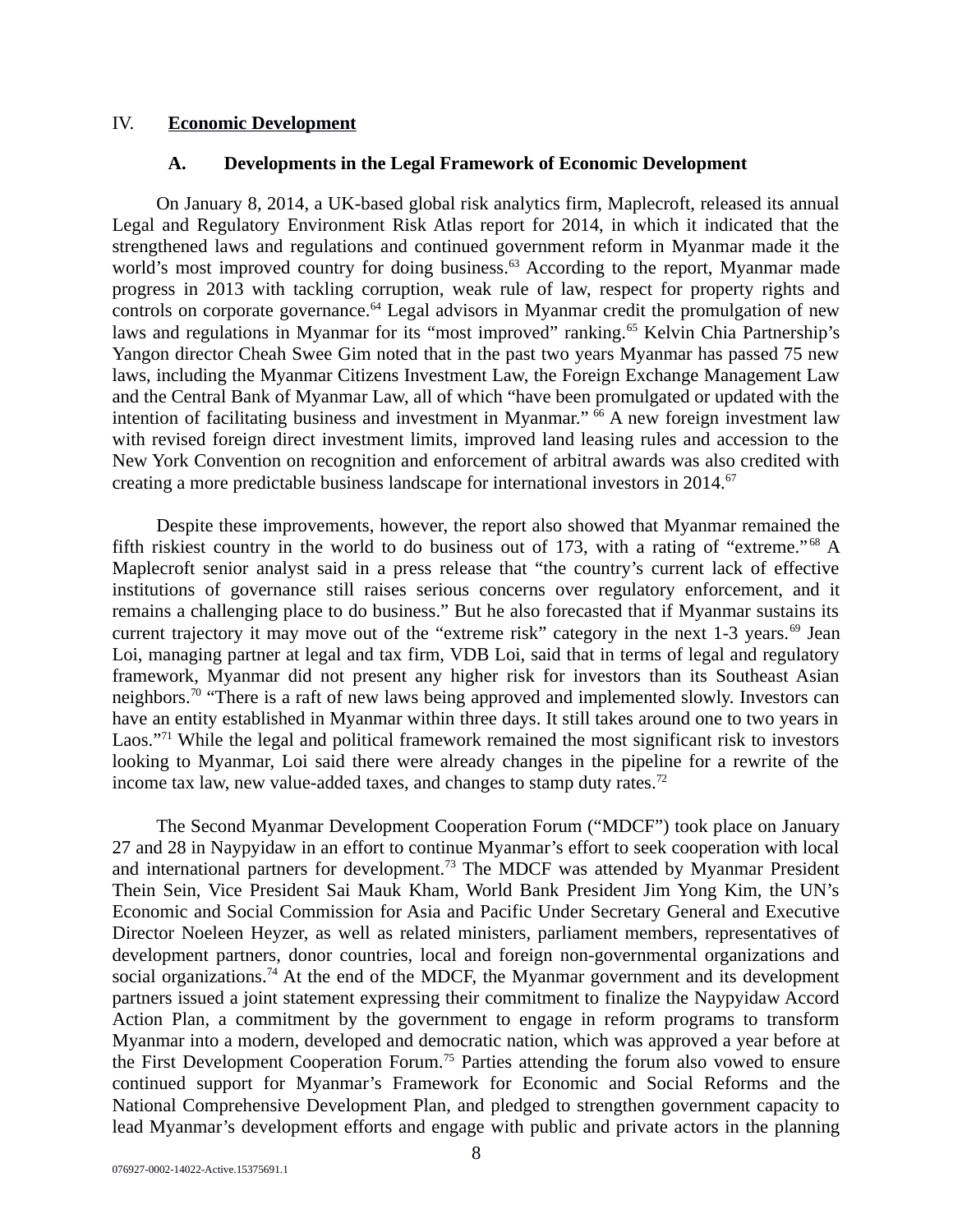# IV. Economic Development

## A. Developments in the Legal Framework of Economic Development

On January 8, 2014, a UK-based global risk analytics firm, Maplecroft, released its annual Legal and Regulatory Environment Risk Atlas report for 2014, in which it indicated that the strengthened laws and regulations and continued government reform in Myanmar made it the world's most improved country for doing business.[63] According to the report, Myanmar made progress in 2013 with tackling corruption, weak rule of law, respect for property rights and controls on corporate governance.[64] Legal advisors in Myanmar credit the promulgation of new laws and regulations in Myanmar for its "most improved" ranking.[65] Kelvin Chia Partnership's Yangon director Cheah Swee Gim noted that in the past two years Myanmar has passed 75 new laws, including the Myanmar Citizens Investment Law, the Foreign Exchange Management Law and the Central Bank of Myanmar Law, all of which "have been promulgated or updated with the intention of facilitating business and investment in Myanmar."[66] A new foreign investment law with revised foreign direct investment limits, improved land leasing rules and accession to the New York Convention on recognition and enforcement of arbitral awards was also credited with creating a more predictable business landscape for international investors in 2014.[67]

Despite these improvements, however, the report also showed that Myanmar remained the fifth riskiest country in the world to do business out of 173, with a rating of "extreme."[68] A Maplecroft senior analyst said in a press release that "the country's current lack of effective institutions of governance still raises serious concerns over regulatory enforcement, and it remains a challenging place to do business." But he also forecasted that if Myanmar sustains its current trajectory it may move out of the "extreme risk" category in the next 1-3 years.[69] Jean Loi, managing partner at legal and tax firm, VDB Loi, said that in terms of legal and regulatory framework, Myanmar did not present any higher risk for investors than its Southeast Asian neighbors.[70] "There is a raft of new laws being approved and implemented slowly. Investors can have an entity established in Myanmar within three days. It still takes around one to two years in Laos."[71] While the legal and political framework remained the most significant risk to investors looking to Myanmar, Loi said there were already changes in the pipeline for a rewrite of the income tax law, new value-added taxes, and changes to stamp duty rates.[72]

The Second Myanmar Development Cooperation Forum ("MDCF") took place on January 27 and 28 in Naypyidaw in an effort to continue Myanmar's effort to seek cooperation with local and international partners for development.[73] The MDCF was attended by Myanmar President Thein Sein, Vice President Sai Mauk Kham, World Bank President Jim Yong Kim, the UN's Economic and Social Commission for Asia and Pacific Under Secretary General and Executive Director Noeleen Heyzer, as well as related ministers, parliament members, representatives of development partners, donor countries, local and foreign non-governmental organizations and social organizations.[74] At the end of the MDCF, the Myanmar government and its development partners issued a joint statement expressing their commitment to finalize the Naypyidaw Accord Action Plan, a commitment by the government to engage in reform programs to transform Myanmar into a modern, developed and democratic nation, which was approved a year before at the First Development Cooperation Forum.[75] Parties attending the forum also vowed to ensure continued support for Myanmar's Framework for Economic and Social Reforms and the National Comprehensive Development Plan, and pledged to strengthen government capacity to lead Myanmar's development efforts and engage with public and private actors in the planning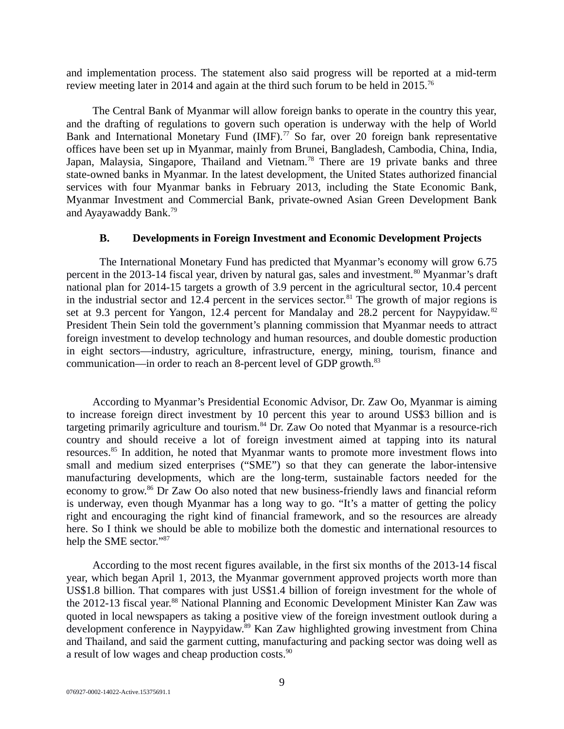and implementation process. The statement also said progress will be reported at a mid-term review meeting later in 2014 and again at the third such forum to be held in 2015.[76]

The Central Bank of Myanmar will allow foreign banks to operate in the country this year, and the drafting of regulations to govern such operation is underway with the help of World Bank and International Monetary Fund (IMF).[77] So far, over 20 foreign bank representative offices have been set up in Myanmar, mainly from Brunei, Bangladesh, Cambodia, China, India, Japan, Malaysia, Singapore, Thailand and Vietnam.[78] There are 19 private banks and three state-owned banks in Myanmar. In the latest development, the United States authorized financial services with four Myanmar banks in February 2013, including the State Economic Bank, Myanmar Investment and Commercial Bank, private-owned Asian Green Development Bank and Ayayawaddy Bank.[79]

### B. Developments in Foreign Investment and Economic Development Projects

The International Monetary Fund has predicted that Myanmar's economy will grow 6.75 percent in the 2013-14 fiscal year, driven by natural gas, sales and investment.[80] Myanmar's draft national plan for 2014-15 targets a growth of 3.9 percent in the agricultural sector, 10.4 percent in the industrial sector and 12.4 percent in the services sector.[81] The growth of major regions is set at 9.3 percent for Yangon, 12.4 percent for Mandalay and 28.2 percent for Naypyidaw.[82] President Thein Sein told the government's planning commission that Myanmar needs to attract foreign investment to develop technology and human resources, and double domestic production in eight sectors—industry, agriculture, infrastructure, energy, mining, tourism, finance and communication—in order to reach an 8-percent level of GDP growth.[83]

According to Myanmar's Presidential Economic Advisor, Dr. Zaw Oo, Myanmar is aiming to increase foreign direct investment by 10 percent this year to around US$3 billion and is targeting primarily agriculture and tourism.[84] Dr. Zaw Oo noted that Myanmar is a resource-rich country and should receive a lot of foreign investment aimed at tapping into its natural resources.[85] In addition, he noted that Myanmar wants to promote more investment flows into small and medium sized enterprises ("SME") so that they can generate the labor-intensive manufacturing developments, which are the long-term, sustainable factors needed for the economy to grow.[86] Dr Zaw Oo also noted that new business-friendly laws and financial reform is underway, even though Myanmar has a long way to go. "It's a matter of getting the policy right and encouraging the right kind of financial framework, and so the resources are already here. So I think we should be able to mobilize both the domestic and international resources to help the SME sector."[87]

According to the most recent figures available, in the first six months of the 2013-14 fiscal year, which began April 1, 2013, the Myanmar government approved projects worth more than US$1.8 billion. That compares with just US$1.4 billion of foreign investment for the whole of the 2012-13 fiscal year.[88] National Planning and Economic Development Minister Kan Zaw was quoted in local newspapers as taking a positive view of the foreign investment outlook during a development conference in Naypyidaw.[89] Kan Zaw highlighted growing investment from China and Thailand, and said the garment cutting, manufacturing and packing sector was doing well as a result of low wages and cheap production costs.[90]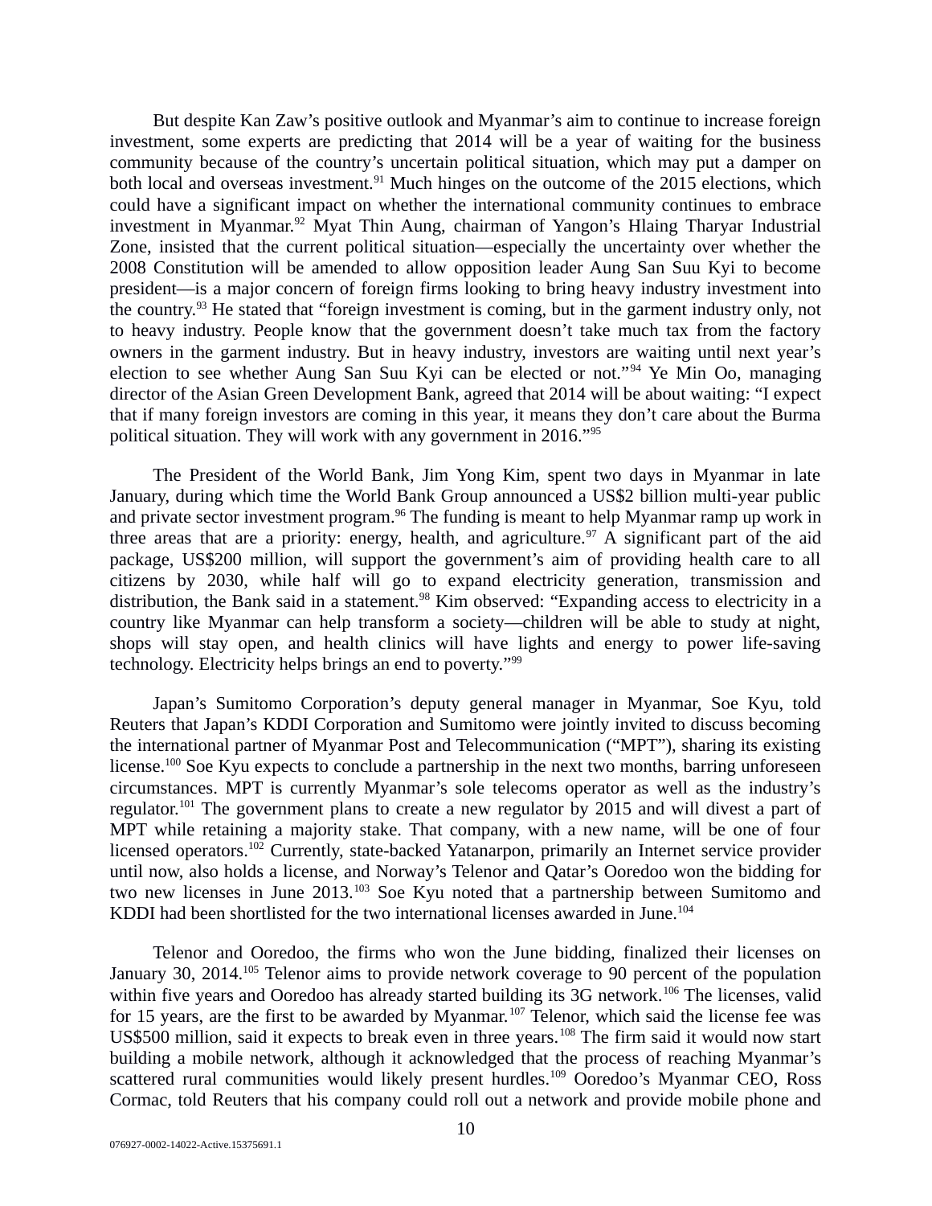But despite Kan Zaw's positive outlook and Myanmar's aim to continue to increase foreign investment, some experts are predicting that 2014 will be a year of waiting for the business community because of the country's uncertain political situation, which may put a damper on both local and overseas investment.[91] Much hinges on the outcome of the 2015 elections, which could have a significant impact on whether the international community continues to embrace investment in Myanmar.[92] Myat Thin Aung, chairman of Yangon's Hlaing Tharyar Industrial Zone, insisted that the current political situation—especially the uncertainty over whether the 2008 Constitution will be amended to allow opposition leader Aung San Suu Kyi to become president—is a major concern of foreign firms looking to bring heavy industry investment into the country.[93] He stated that "foreign investment is coming, but in the garment industry only, not to heavy industry. People know that the government doesn't take much tax from the factory owners in the garment industry. But in heavy industry, investors are waiting until next year's election to see whether Aung San Suu Kyi can be elected or not."[94] Ye Min Oo, managing director of the Asian Green Development Bank, agreed that 2014 will be about waiting: "I expect that if many foreign investors are coming in this year, it means they don't care about the Burma political situation. They will work with any government in 2016."[95]

The President of the World Bank, Jim Yong Kim, spent two days in Myanmar in late January, during which time the World Bank Group announced a US$2 billion multi-year public and private sector investment program.[96] The funding is meant to help Myanmar ramp up work in three areas that are a priority: energy, health, and agriculture.[97] A significant part of the aid package, US$200 million, will support the government's aim of providing health care to all citizens by 2030, while half will go to expand electricity generation, transmission and distribution, the Bank said in a statement.[98] Kim observed: "Expanding access to electricity in a country like Myanmar can help transform a society—children will be able to study at night, shops will stay open, and health clinics will have lights and energy to power life-saving technology. Electricity helps brings an end to poverty."[99]

Japan's Sumitomo Corporation's deputy general manager in Myanmar, Soe Kyu, told Reuters that Japan's KDDI Corporation and Sumitomo were jointly invited to discuss becoming the international partner of Myanmar Post and Telecommunication ("MPT"), sharing its existing license.[100] Soe Kyu expects to conclude a partnership in the next two months, barring unforeseen circumstances. MPT is currently Myanmar's sole telecoms operator as well as the industry's regulator.[101] The government plans to create a new regulator by 2015 and will divest a part of MPT while retaining a majority stake. That company, with a new name, will be one of four licensed operators.[102] Currently, state-backed Yatanarpon, primarily an Internet service provider until now, also holds a license, and Norway's Telenor and Qatar's Ooredoo won the bidding for two new licenses in June 2013.[103] Soe Kyu noted that a partnership between Sumitomo and KDDI had been shortlisted for the two international licenses awarded in June.[104]

Telenor and Ooredoo, the firms who won the June bidding, finalized their licenses on January 30, 2014.[105] Telenor aims to provide network coverage to 90 percent of the population within five years and Ooredoo has already started building its 3G network.[106] The licenses, valid for 15 years, are the first to be awarded by Myanmar.[107] Telenor, which said the license fee was US$500 million, said it expects to break even in three years.[108] The firm said it would now start building a mobile network, although it acknowledged that the process of reaching Myanmar's scattered rural communities would likely present hurdles.[109] Ooredoo's Myanmar CEO, Ross Cormac, told Reuters that his company could roll out a network and provide mobile phone and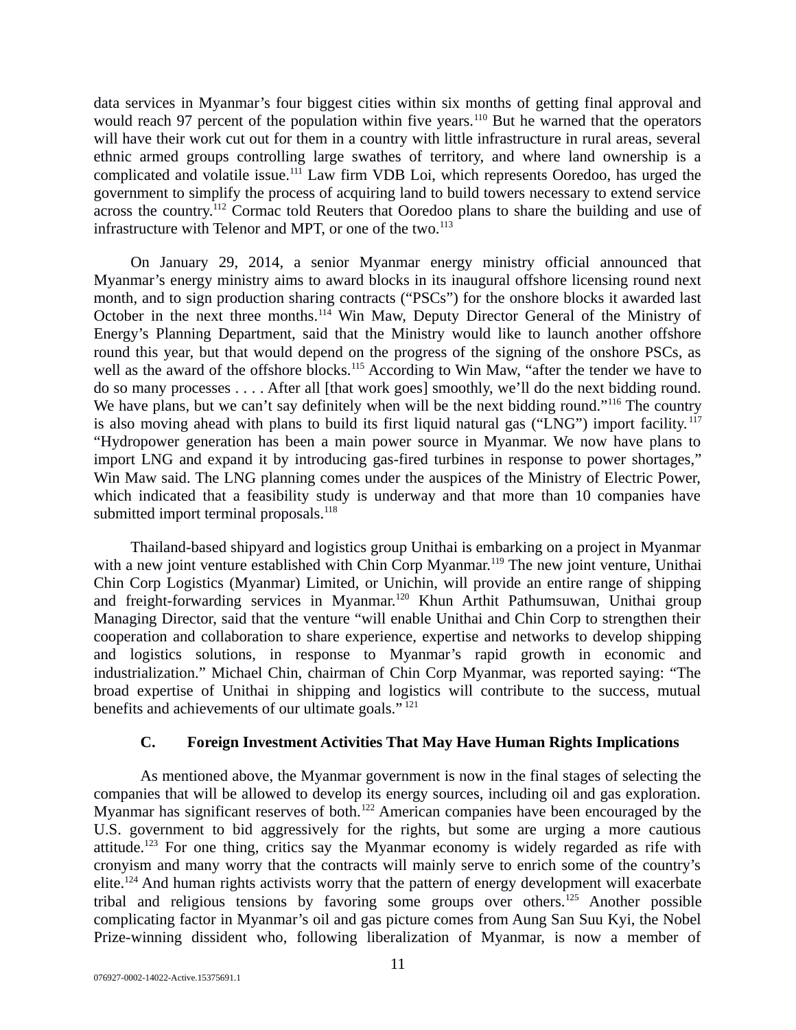data services in Myanmar's four biggest cities within six months of getting final approval and would reach 97 percent of the population within five years.[110] But he warned that the operators will have their work cut out for them in a country with little infrastructure in rural areas, several ethnic armed groups controlling large swathes of territory, and where land ownership is a complicated and volatile issue.[111] Law firm VDB Loi, which represents Ooredoo, has urged the government to simplify the process of acquiring land to build towers necessary to extend service across the country.[112] Cormac told Reuters that Ooredoo plans to share the building and use of infrastructure with Telenor and MPT, or one of the two.[113]

On January 29, 2014, a senior Myanmar energy ministry official announced that Myanmar's energy ministry aims to award blocks in its inaugural offshore licensing round next month, and to sign production sharing contracts ("PSCs") for the onshore blocks it awarded last October in the next three months.[114] Win Maw, Deputy Director General of the Ministry of Energy's Planning Department, said that the Ministry would like to launch another offshore round this year, but that would depend on the progress of the signing of the onshore PSCs, as well as the award of the offshore blocks.[115] According to Win Maw, "after the tender we have to do so many processes . . . . After all [that work goes] smoothly, we'll do the next bidding round. We have plans, but we can't say definitely when will be the next bidding round."[116] The country is also moving ahead with plans to build its first liquid natural gas ("LNG") import facility.[117] "Hydropower generation has been a main power source in Myanmar. We now have plans to import LNG and expand it by introducing gas-fired turbines in response to power shortages," Win Maw said. The LNG planning comes under the auspices of the Ministry of Electric Power, which indicated that a feasibility study is underway and that more than 10 companies have submitted import terminal proposals.[118]

Thailand-based shipyard and logistics group Unithai is embarking on a project in Myanmar with a new joint venture established with Chin Corp Myanmar.[119] The new joint venture, Unithai Chin Corp Logistics (Myanmar) Limited, or Unichin, will provide an entire range of shipping and freight-forwarding services in Myanmar.[120] Khun Arthit Pathumsuwan, Unithai group Managing Director, said that the venture "will enable Unithai and Chin Corp to strengthen their cooperation and collaboration to share experience, expertise and networks to develop shipping and logistics solutions, in response to Myanmar's rapid growth in economic and industrialization." Michael Chin, chairman of Chin Corp Myanmar, was reported saying: "The broad expertise of Unithai in shipping and logistics will contribute to the success, mutual benefits and achievements of our ultimate goals."[121]

### C. Foreign Investment Activities That May Have Human Rights Implications

As mentioned above, the Myanmar government is now in the final stages of selecting the companies that will be allowed to develop its energy sources, including oil and gas exploration. Myanmar has significant reserves of both.[122] American companies have been encouraged by the U.S. government to bid aggressively for the rights, but some are urging a more cautious attitude.[123] For one thing, critics say the Myanmar economy is widely regarded as rife with cronyism and many worry that the contracts will mainly serve to enrich some of the country's elite.[124] And human rights activists worry that the pattern of energy development will exacerbate tribal and religious tensions by favoring some groups over others.[125] Another possible complicating factor in Myanmar's oil and gas picture comes from Aung San Suu Kyi, the Nobel Prize-winning dissident who, following liberalization of Myanmar, is now a member of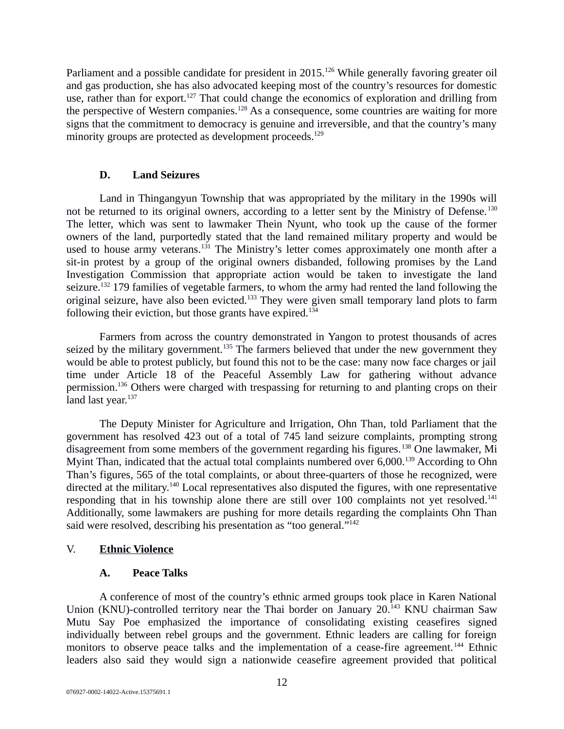Parliament and a possible candidate for president in 2015.[126] While generally favoring greater oil and gas production, she has also advocated keeping most of the country's resources for domestic use, rather than for export.[127] That could change the economics of exploration and drilling from the perspective of Western companies.[128] As a consequence, some countries are waiting for more signs that the commitment to democracy is genuine and irreversible, and that the country's many minority groups are protected as development proceeds.[129]

### D. Land Seizures

Land in Thingangyun Township that was appropriated by the military in the 1990s will not be returned to its original owners, according to a letter sent by the Ministry of Defense.[130] The letter, which was sent to lawmaker Thein Nyunt, who took up the cause of the former owners of the land, purportedly stated that the land remained military property and would be used to house army veterans.[131] The Ministry's letter comes approximately one month after a sit-in protest by a group of the original owners disbanded, following promises by the Land Investigation Commission that appropriate action would be taken to investigate the land seizure.[132] 179 families of vegetable farmers, to whom the army had rented the land following the original seizure, have also been evicted.[133] They were given small temporary land plots to farm following their eviction, but those grants have expired.[134]

Farmers from across the country demonstrated in Yangon to protest thousands of acres seized by the military government.[135] The farmers believed that under the new government they would be able to protest publicly, but found this not to be the case: many now face charges or jail time under Article 18 of the Peaceful Assembly Law for gathering without advance permission.[136] Others were charged with trespassing for returning to and planting crops on their land last year.[137]

The Deputy Minister for Agriculture and Irrigation, Ohn Than, told Parliament that the government has resolved 423 out of a total of 745 land seizure complaints, prompting strong disagreement from some members of the government regarding his figures.[138] One lawmaker, Mi Myint Than, indicated that the actual total complaints numbered over 6,000.[139] According to Ohn Than's figures, 565 of the total complaints, or about three-quarters of those he recognized, were directed at the military.[140] Local representatives also disputed the figures, with one representative responding that in his township alone there are still over 100 complaints not yet resolved.[141] Additionally, some lawmakers are pushing for more details regarding the complaints Ohn Than said were resolved, describing his presentation as "too general."[142]

## V. <u>Ethnic Violence</u>

### A. Peace Talks

A conference of most of the country's ethnic armed groups took place in Karen National Union (KNU)-controlled territory near the Thai border on January 20.[143] KNU chairman Saw Mutu Say Poe emphasized the importance of consolidating existing ceasefires signed individually between rebel groups and the government. Ethnic leaders are calling for foreign monitors to observe peace talks and the implementation of a cease-fire agreement.[144] Ethnic leaders also said they would sign a nationwide ceasefire agreement provided that political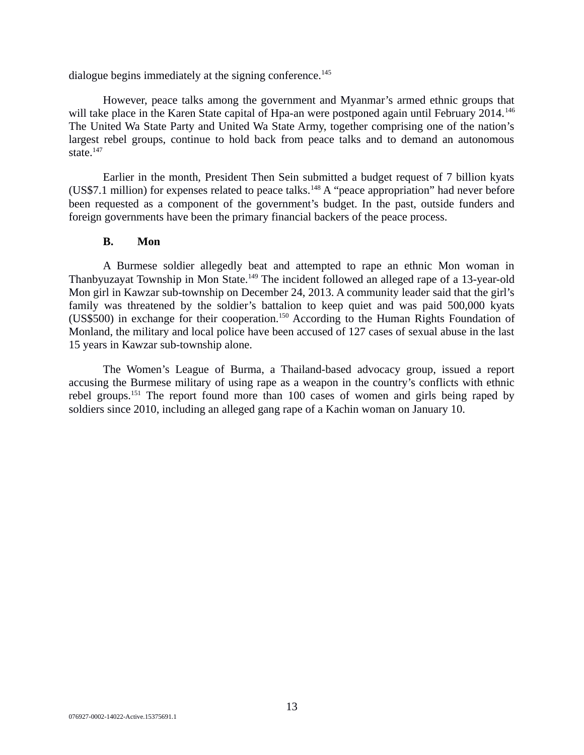dialogue begins immediately at the signing conference.[145]

However, peace talks among the government and Myanmar's armed ethnic groups that will take place in the Karen State capital of Hpa-an were postponed again until February 2014.[146] The United Wa State Party and United Wa State Army, together comprising one of the nation's largest rebel groups, continue to hold back from peace talks and to demand an autonomous state.[147]

Earlier in the month, President Then Sein submitted a budget request of 7 billion kyats (US$7.1 million) for expenses related to peace talks.[148] A "peace appropriation" had never before been requested as a component of the government's budget. In the past, outside funders and foreign governments have been the primary financial backers of the peace process.

### B. Mon

A Burmese soldier allegedly beat and attempted to rape an ethnic Mon woman in Thanbyuzayat Township in Mon State.[149] The incident followed an alleged rape of a 13-year-old Mon girl in Kawzar sub-township on December 24, 2013. A community leader said that the girl's family was threatened by the soldier's battalion to keep quiet and was paid 500,000 kyats (US$500) in exchange for their cooperation.[150] According to the Human Rights Foundation of Monland, the military and local police have been accused of 127 cases of sexual abuse in the last 15 years in Kawzar sub-township alone.

The Women's League of Burma, a Thailand-based advocacy group, issued a report accusing the Burmese military of using rape as a weapon in the country's conflicts with ethnic rebel groups.[151] The report found more than 100 cases of women and girls being raped by soldiers since 2010, including an alleged gang rape of a Kachin woman on January 10.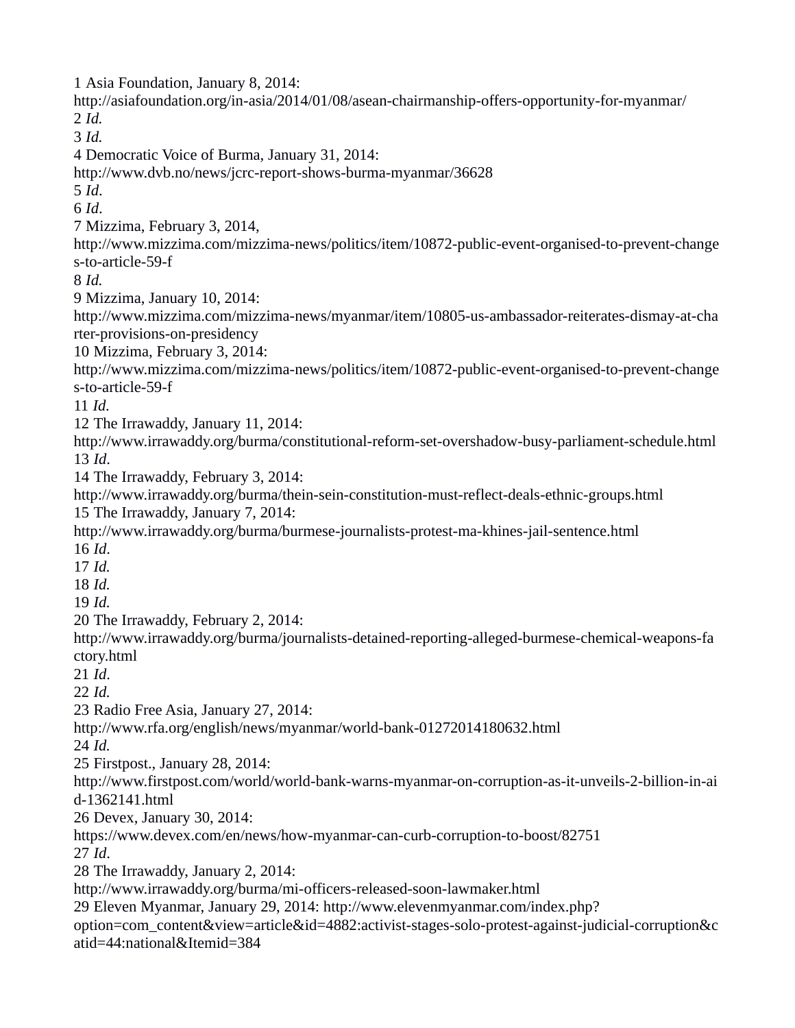1 Asia Foundation, January 8, 2014:
http://asiafoundation.org/in-asia/2014/01/08/asean-chairmanship-offers-opportunity-for-myanmar/

2 *Id.*

3 *Id.*

4 Democratic Voice of Burma, January 31, 2014:
http://www.dvb.no/news/jcrc-report-shows-burma-myanmar/36628

5 *Id*.

6 *Id*.

7 Mizzima, February 3, 2014,
http://www.mizzima.com/mizzima-news/politics/item/10872-public-event-organised-to-prevent-changes-to-article-59-f

8 *Id.*

9 Mizzima, January 10, 2014:
http://www.mizzima.com/mizzima-news/myanmar/item/10805-us-ambassador-reiterates-dismay-at-charter-provisions-on-presidency

10 Mizzima, February 3, 2014:
http://www.mizzima.com/mizzima-news/politics/item/10872-public-event-organised-to-prevent-changes-to-article-59-f

11 *Id.*

12 The Irrawaddy, January 11, 2014:
http://www.irrawaddy.org/burma/constitutional-reform-set-overshadow-busy-parliament-schedule.html

13 *Id*.

14 The Irrawaddy, February 3, 2014:
http://www.irrawaddy.org/burma/thein-sein-constitution-must-reflect-deals-ethnic-groups.html

15 The Irrawaddy, January 7, 2014:
http://www.irrawaddy.org/burma/burmese-journalists-protest-ma-khines-jail-sentence.html

16 *Id*.

17 *Id.*

18 *Id.*

19 *Id.*

20 The Irrawaddy, February 2, 2014:
http://www.irrawaddy.org/burma/journalists-detained-reporting-alleged-burmese-chemical-weapons-factory.html

21 *Id*.

22 *Id.*

23 Radio Free Asia, January 27, 2014:
http://www.rfa.org/english/news/myanmar/world-bank-01272014180632.html

24 *Id.*

25 Firstpost., January 28, 2014:
http://www.firstpost.com/world/world-bank-warns-myanmar-on-corruption-as-it-unveils-2-billion-in-aid-1362141.html

26 Devex, January 30, 2014:
https://www.devex.com/en/news/how-myanmar-can-curb-corruption-to-boost/82751

27 *Id*.

28 The Irrawaddy, January 2, 2014:
http://www.irrawaddy.org/burma/mi-officers-released-soon-lawmaker.html

29 Eleven Myanmar, January 29, 2014: http://www.elevenmyanmar.com/index.php?option=com_content&view=article&id=4882:activist-stages-solo-protest-against-judicial-corruption&catid=44:national&Itemid=384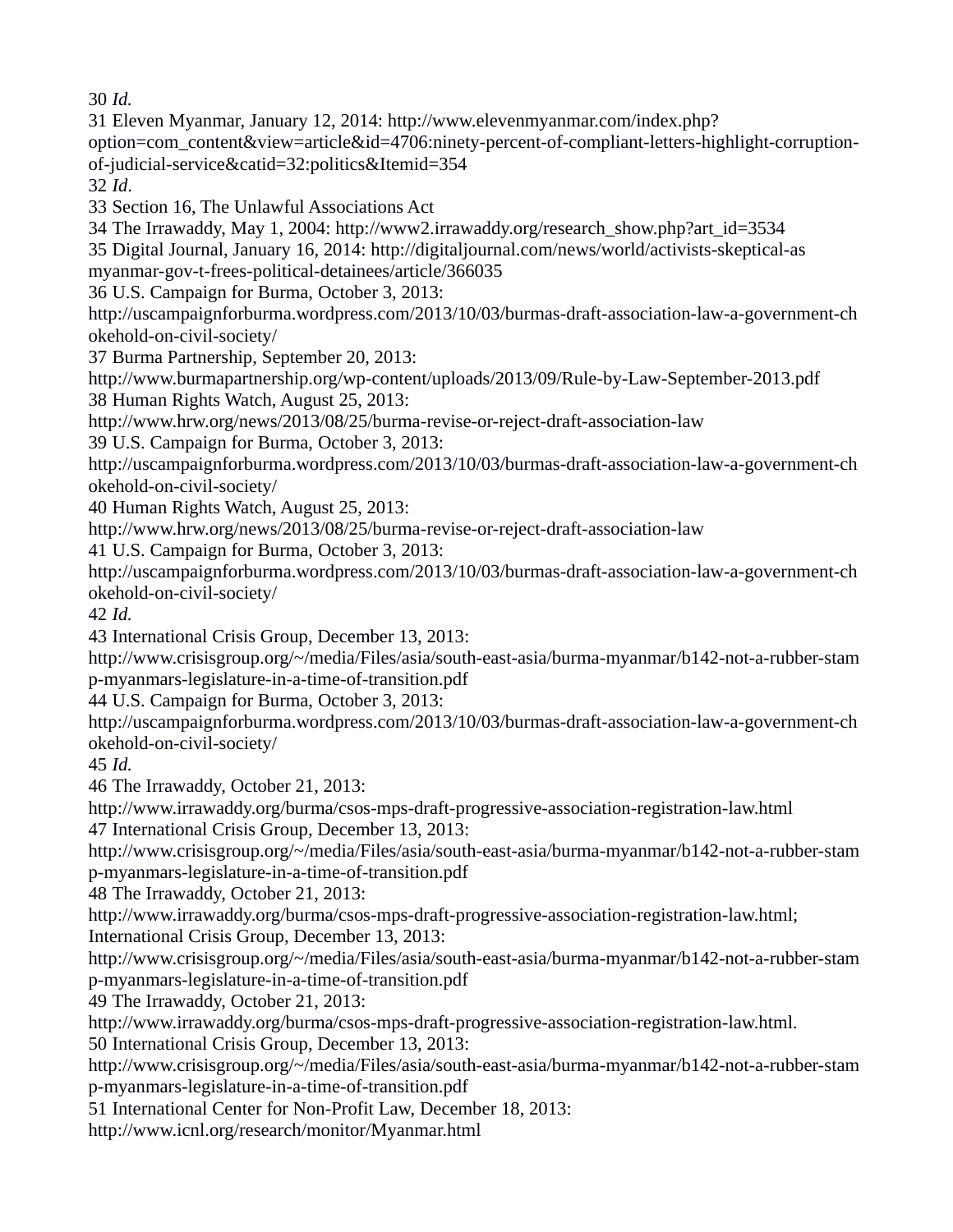30 *Id.*

31 Eleven Myanmar, January 12, 2014: http://www.elevenmyanmar.com/index.php?option=com_content&view=article&id=4706:ninety-percent-of-compliant-letters-highlight-corruption-of-judicial-service&catid=32:politics&Itemid=354

32 *Id*.

33 Section 16, The Unlawful Associations Act

34 The Irrawaddy, May 1, 2004: http://www2.irrawaddy.org/research_show.php?art_id=3534

35 Digital Journal, January 16, 2014: http://digitaljournal.com/news/world/activists-skeptical-as myanmar-gov-t-frees-political-detainees/article/366035

36 U.S. Campaign for Burma, October 3, 2013: http://uscampaignforburma.wordpress.com/2013/10/03/burmas-draft-association-law-a-government-chokehold-on-civil-society/

37 Burma Partnership, September 20, 2013: http://www.burmapartnership.org/wp-content/uploads/2013/09/Rule-by-Law-September-2013.pdf

38 Human Rights Watch, August 25, 2013: http://www.hrw.org/news/2013/08/25/burma-revise-or-reject-draft-association-law

39 U.S. Campaign for Burma, October 3, 2013: http://uscampaignforburma.wordpress.com/2013/10/03/burmas-draft-association-law-a-government-chokehold-on-civil-society/

40 Human Rights Watch, August 25, 2013: http://www.hrw.org/news/2013/08/25/burma-revise-or-reject-draft-association-law

41 U.S. Campaign for Burma, October 3, 2013: http://uscampaignforburma.wordpress.com/2013/10/03/burmas-draft-association-law-a-government-chokehold-on-civil-society/

42 *Id.*

43 International Crisis Group, December 13, 2013: http://www.crisisgroup.org/~/media/Files/asia/south-east-asia/burma-myanmar/b142-not-a-rubber-stamp-myanmars-legislature-in-a-time-of-transition.pdf

44 U.S. Campaign for Burma, October 3, 2013: http://uscampaignforburma.wordpress.com/2013/10/03/burmas-draft-association-law-a-government-chokehold-on-civil-society/

45 *Id.*

46 The Irrawaddy, October 21, 2013: http://www.irrawaddy.org/burma/csos-mps-draft-progressive-association-registration-law.html

47 International Crisis Group, December 13, 2013: http://www.crisisgroup.org/~/media/Files/asia/south-east-asia/burma-myanmar/b142-not-a-rubber-stamp-myanmars-legislature-in-a-time-of-transition.pdf

48 The Irrawaddy, October 21, 2013: http://www.irrawaddy.org/burma/csos-mps-draft-progressive-association-registration-law.html; International Crisis Group, December 13, 2013: http://www.crisisgroup.org/~/media/Files/asia/south-east-asia/burma-myanmar/b142-not-a-rubber-stamp-myanmars-legislature-in-a-time-of-transition.pdf

49 The Irrawaddy, October 21, 2013: http://www.irrawaddy.org/burma/csos-mps-draft-progressive-association-registration-law.html.

50 International Crisis Group, December 13, 2013: http://www.crisisgroup.org/~/media/Files/asia/south-east-asia/burma-myanmar/b142-not-a-rubber-stamp-myanmars-legislature-in-a-time-of-transition.pdf

51 International Center for Non-Profit Law, December 18, 2013: http://www.icnl.org/research/monitor/Myanmar.html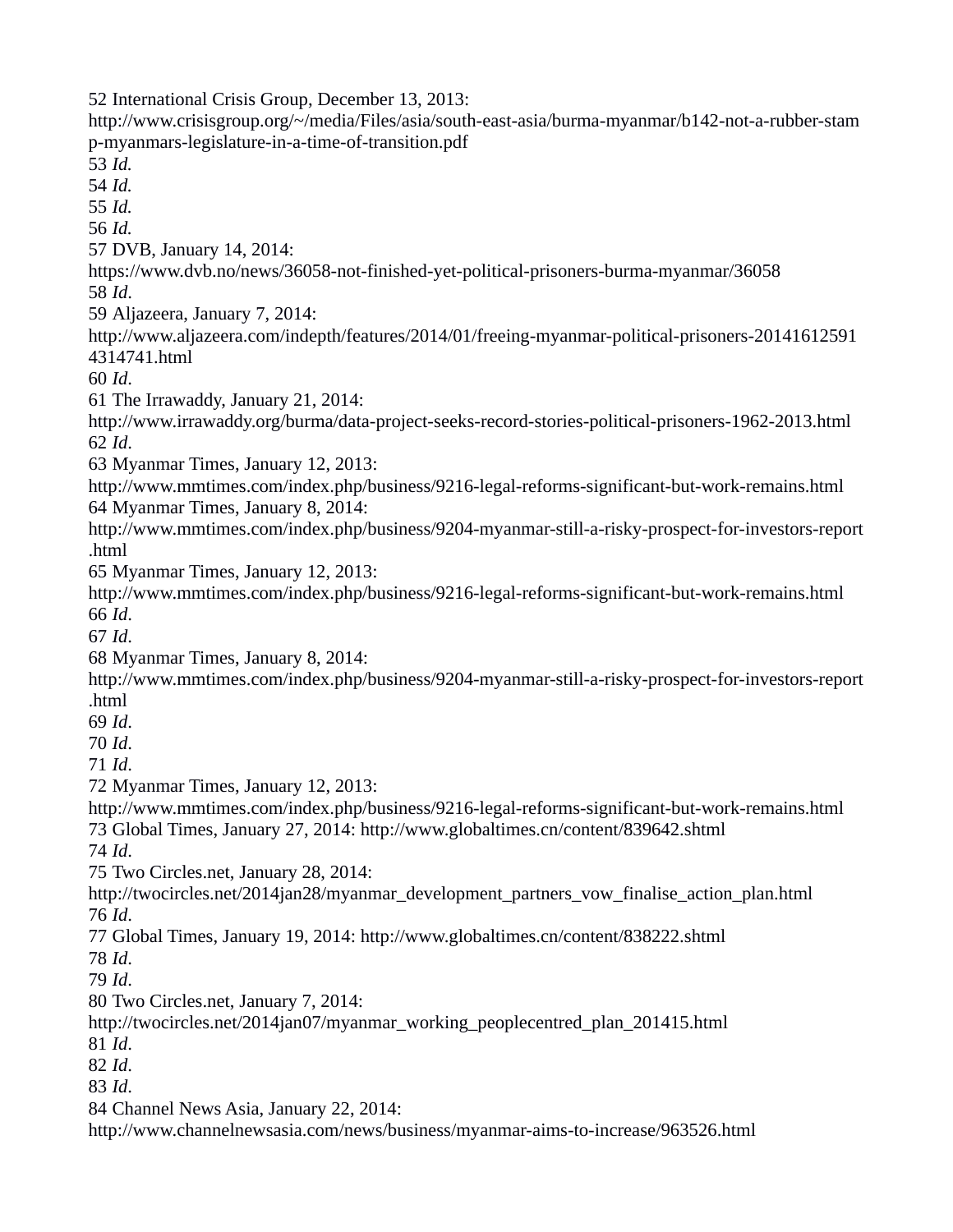52 International Crisis Group, December 13, 2013: http://www.crisisgroup.org/~/media/Files/asia/south-east-asia/burma-myanmar/b142-not-a-rubber-stamp-myanmars-legislature-in-a-time-of-transition.pdf
53 *Id.*
54 *Id.*
55 *Id.*
56 *Id.*
57 DVB, January 14, 2014: https://www.dvb.no/news/36058-not-finished-yet-political-prisoners-burma-myanmar/36058
58 *Id*.
59 Aljazeera, January 7, 2014: http://www.aljazeera.com/indepth/features/2014/01/freeing-myanmar-political-prisoners-201416125914314741.html
60 *Id*.
61 The Irrawaddy, January 21, 2014: http://www.irrawaddy.org/burma/data-project-seeks-record-stories-political-prisoners-1962-2013.html
62 *Id*.
63 Myanmar Times, January 12, 2013: http://www.mmtimes.com/index.php/business/9216-legal-reforms-significant-but-work-remains.html
64 Myanmar Times, January 8, 2014: http://www.mmtimes.com/index.php/business/9204-myanmar-still-a-risky-prospect-for-investors-report.html
65 Myanmar Times, January 12, 2013: http://www.mmtimes.com/index.php/business/9216-legal-reforms-significant-but-work-remains.html
66 *Id*.
67 *Id*.
68 Myanmar Times, January 8, 2014: http://www.mmtimes.com/index.php/business/9204-myanmar-still-a-risky-prospect-for-investors-report.html
69 *Id*.
70 *Id*.
71 *Id*.
72 Myanmar Times, January 12, 2013: http://www.mmtimes.com/index.php/business/9216-legal-reforms-significant-but-work-remains.html
73 Global Times, January 27, 2014: http://www.globaltimes.cn/content/839642.shtml
74 *Id*.
75 Two Circles.net, January 28, 2014: http://twocircles.net/2014jan28/myanmar_development_partners_vow_finalise_action_plan.html
76 *Id*.
77 Global Times, January 19, 2014: http://www.globaltimes.cn/content/838222.shtml
78 *Id*.
79 *Id*.
80 Two Circles.net, January 7, 2014: http://twocircles.net/2014jan07/myanmar_working_peoplecentred_plan_201415.html
81 *Id*.
82 *Id*.
83 *Id*.
84 Channel News Asia, January 22, 2014: http://www.channelnewsasia.com/news/business/myanmar-aims-to-increase/963526.html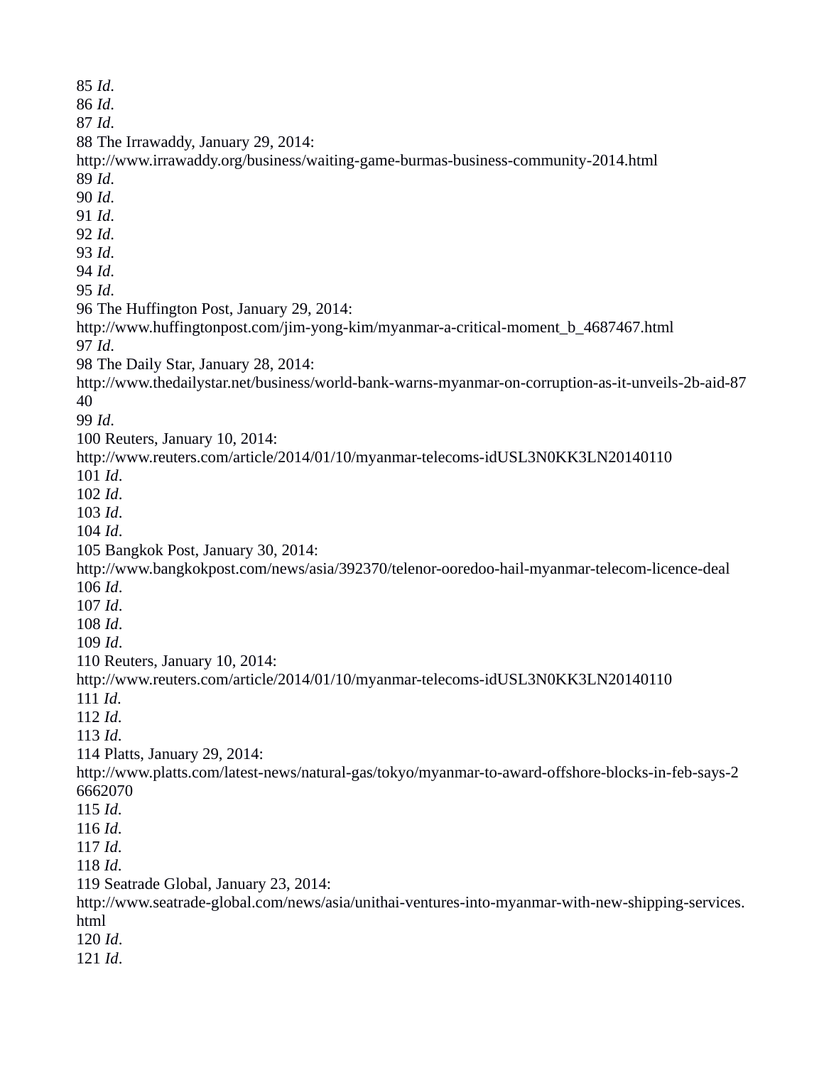85 *Id*.
86 *Id*.
87 *Id*.
88 The Irrawaddy, January 29, 2014:
http://www.irrawaddy.org/business/waiting-game-burmas-business-community-2014.html
89 *Id*.
90 *Id*.
91 *Id*.
92 *Id*.
93 *Id*.
94 *Id*.
95 *Id*.
96 The Huffington Post, January 29, 2014:
http://www.huffingtonpost.com/jim-yong-kim/myanmar-a-critical-moment_b_4687467.html
97 *Id*.
98 The Daily Star, January 28, 2014:
http://www.thedailystar.net/business/world-bank-warns-myanmar-on-corruption-as-it-unveils-2b-aid-8740
99 *Id*.
100 Reuters, January 10, 2014:
http://www.reuters.com/article/2014/01/10/myanmar-telecoms-idUSL3N0KK3LN20140110
101 *Id*.
102 *Id*.
103 *Id*.
104 *Id*.
105 Bangkok Post, January 30, 2014:
http://www.bangkokpost.com/news/asia/392370/telenor-ooredoo-hail-myanmar-telecom-licence-deal
106 *Id*.
107 *Id*.
108 *Id*.
109 *Id*.
110 Reuters, January 10, 2014:
http://www.reuters.com/article/2014/01/10/myanmar-telecoms-idUSL3N0KK3LN20140110
111 *Id*.
112 *Id*.
113 *Id*.
114 Platts, January 29, 2014:
http://www.platts.com/latest-news/natural-gas/tokyo/myanmar-to-award-offshore-blocks-in-feb-says-26662070
115 *Id*.
116 *Id*.
117 *Id*.
118 *Id*.
119 Seatrade Global, January 23, 2014:
http://www.seatrade-global.com/news/asia/unithai-ventures-into-myanmar-with-new-shipping-services.html
120 *Id*.
121 *Id*.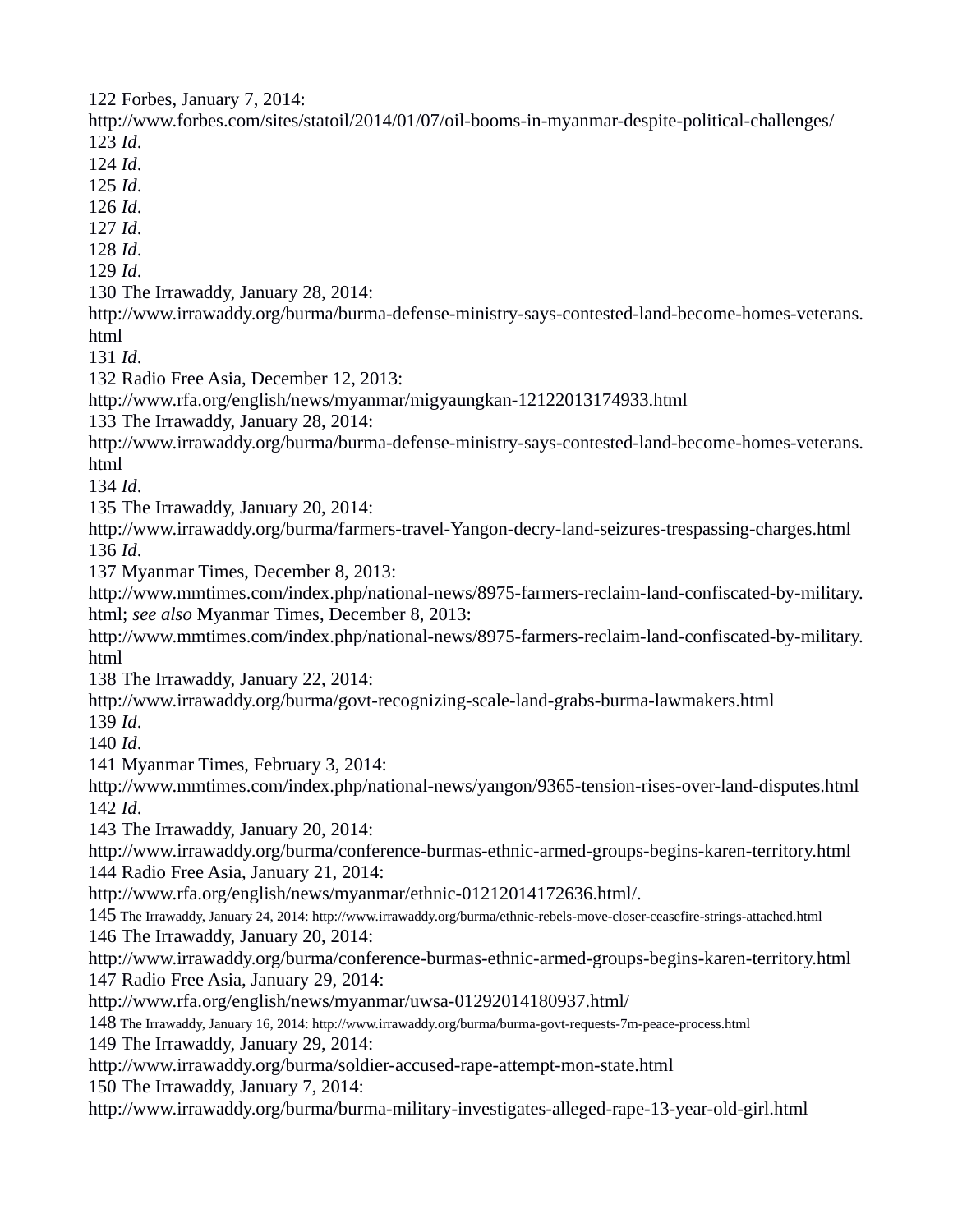122 Forbes, January 7, 2014:
http://www.forbes.com/sites/statoil/2014/01/07/oil-booms-in-myanmar-despite-political-challenges/
123 *Id*.
124 *Id*.
125 *Id*.
126 *Id*.
127 *Id*.
128 *Id*.
129 *Id*.
130 The Irrawaddy, January 28, 2014:
http://www.irrawaddy.org/burma/burma-defense-ministry-says-contested-land-become-homes-veterans.html
131 *Id*.
132 Radio Free Asia, December 12, 2013:
http://www.rfa.org/english/news/myanmar/migyaungkan-12122013174933.html
133 The Irrawaddy, January 28, 2014:
http://www.irrawaddy.org/burma/burma-defense-ministry-says-contested-land-become-homes-veterans.html
134 *Id*.
135 The Irrawaddy, January 20, 2014:
http://www.irrawaddy.org/burma/farmers-travel-Yangon-decry-land-seizures-trespassing-charges.html
136 *Id*.
137 Myanmar Times, December 8, 2013:
http://www.mmtimes.com/index.php/national-news/8975-farmers-reclaim-land-confiscated-by-military.html; *see also* Myanmar Times, December 8, 2013:
http://www.mmtimes.com/index.php/national-news/8975-farmers-reclaim-land-confiscated-by-military.html
138 The Irrawaddy, January 22, 2014:
http://www.irrawaddy.org/burma/govt-recognizing-scale-land-grabs-burma-lawmakers.html
139 *Id*.
140 *Id*.
141 Myanmar Times, February 3, 2014:
http://www.mmtimes.com/index.php/national-news/yangon/9365-tension-rises-over-land-disputes.html
142 *Id*.
143 The Irrawaddy, January 20, 2014:
http://www.irrawaddy.org/burma/conference-burmas-ethnic-armed-groups-begins-karen-territory.html
144 Radio Free Asia, January 21, 2014:
http://www.rfa.org/english/news/myanmar/ethnic-01212014172636.html/.
145 The Irrawaddy, January 24, 2014: http://www.irrawaddy.org/burma/ethnic-rebels-move-closer-ceasefire-strings-attached.html
146 The Irrawaddy, January 20, 2014:
http://www.irrawaddy.org/burma/conference-burmas-ethnic-armed-groups-begins-karen-territory.html
147 Radio Free Asia, January 29, 2014:
http://www.rfa.org/english/news/myanmar/uwsa-01292014180937.html/
148 The Irrawaddy, January 16, 2014: http://www.irrawaddy.org/burma/burma-govt-requests-7m-peace-process.html
149 The Irrawaddy, January 29, 2014:
http://www.irrawaddy.org/burma/soldier-accused-rape-attempt-mon-state.html
150 The Irrawaddy, January 7, 2014:
http://www.irrawaddy.org/burma/burma-military-investigates-alleged-rape-13-year-old-girl.html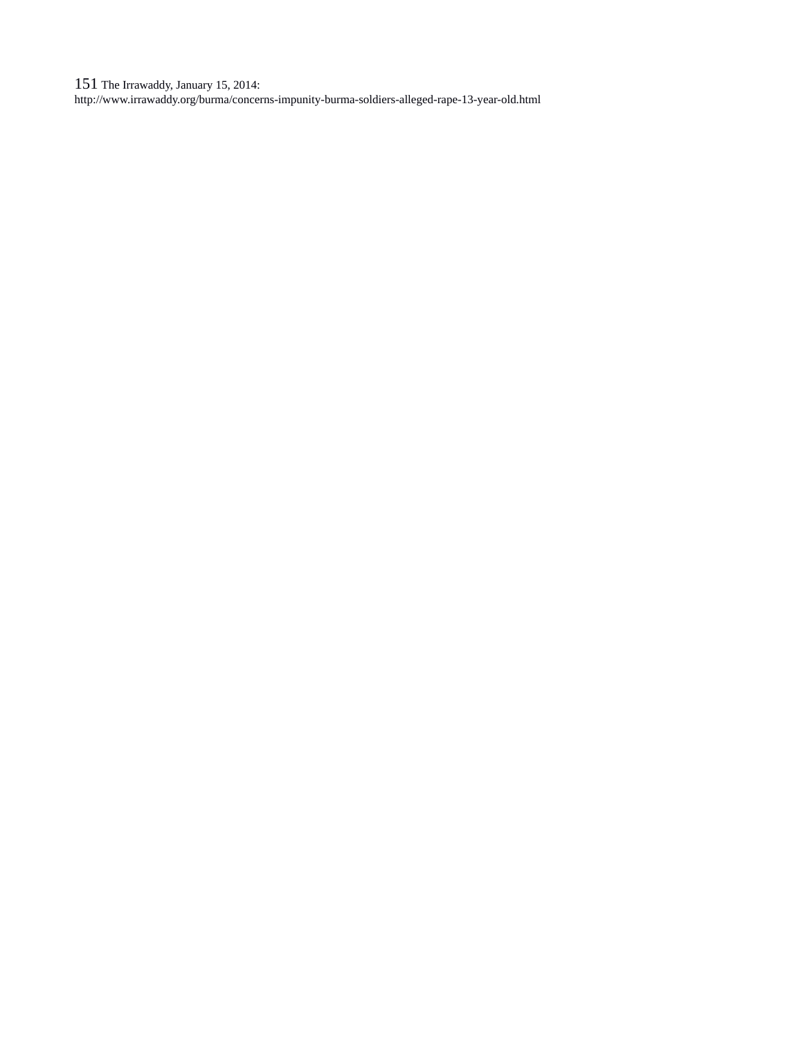151 The Irrawaddy, January 15, 2014:
http://www.irrawaddy.org/burma/concerns-impunity-burma-soldiers-alleged-rape-13-year-old.html